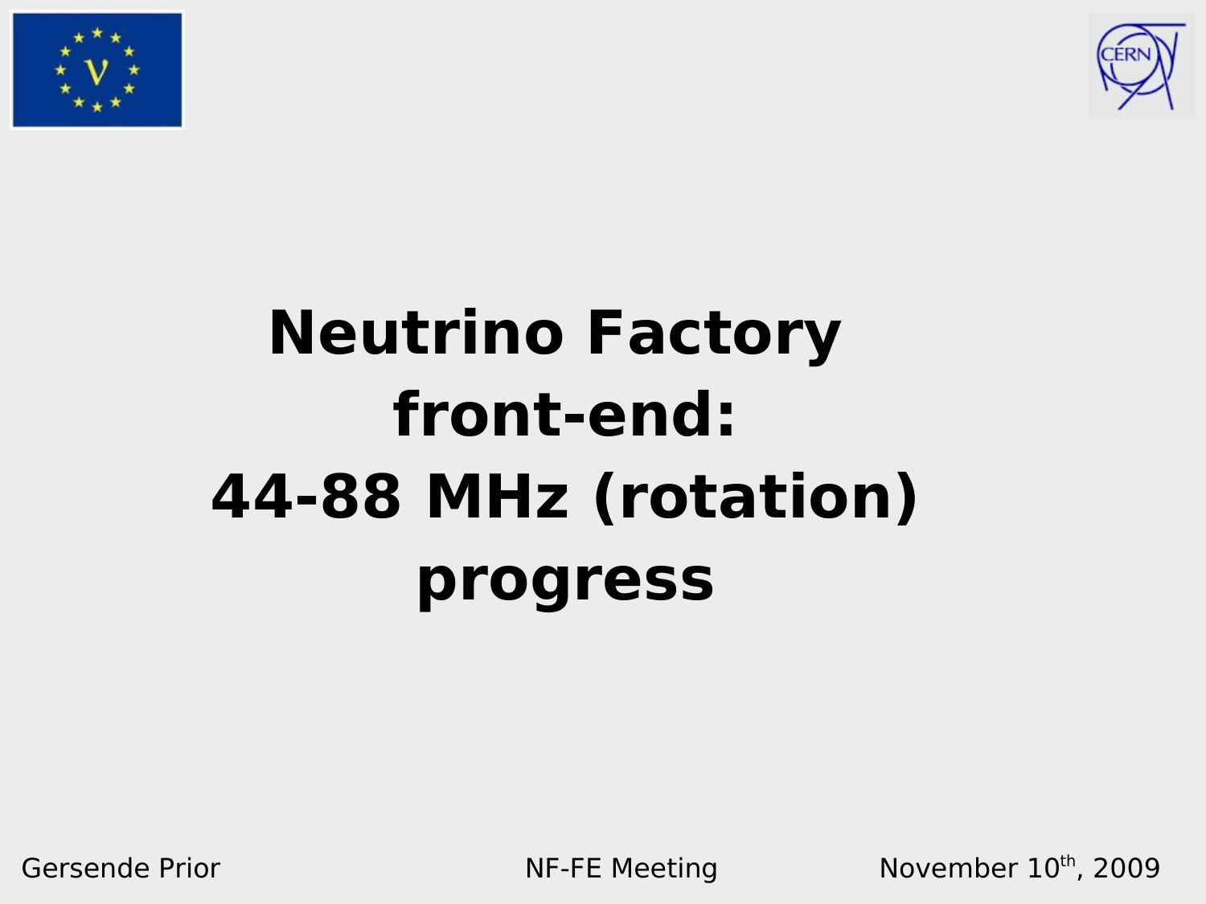# Neutrino Factory front-end: 44-88 MHz (rotation) progress

Gersende Prior

NF-FE Meeting

November 10th, 2009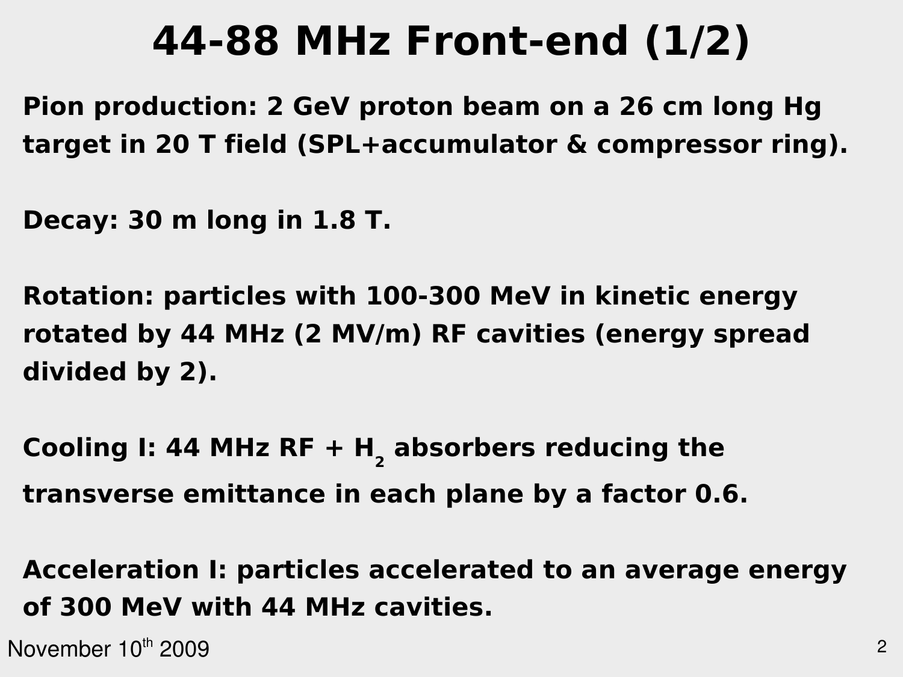# 44-88 MHz Front-end (1/2)

**Pion production: 2 GeV proton beam on a 26 cm long Hg target in 20 T field (SPL+accumulator & compressor ring).**

**Decay: 30 m long in 1.8 T.**

**Rotation: particles with 100-300 MeV in kinetic energy rotated by 44 MHz (2 MV/m) RF cavities (energy spread divided by 2).**

**Cooling I: 44 MHz RF + $H_2$ absorbers reducing the transverse emittance in each plane by a factor 0.6.**

**Acceleration I: particles accelerated to an average energy of 300 MeV with 44 MHz cavities.**

November 10th 2009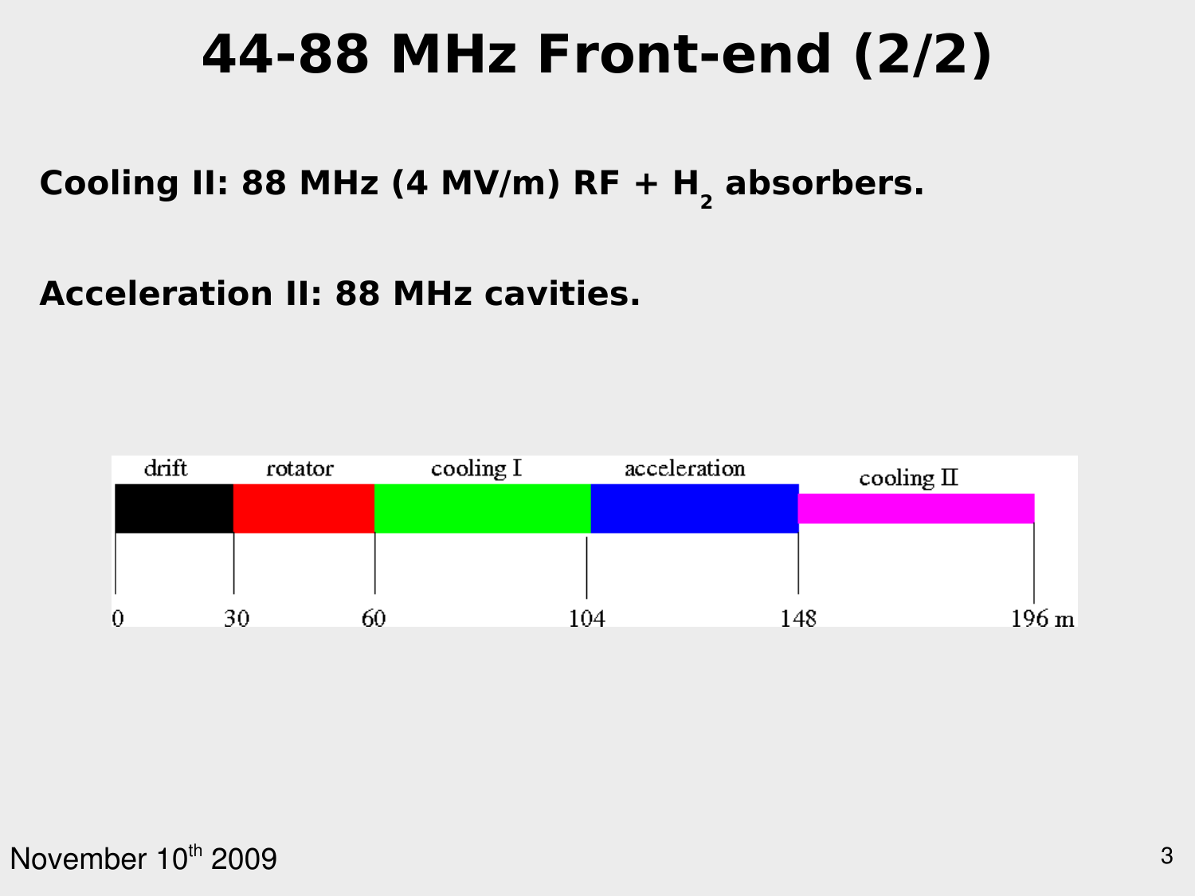# 44-88 MHz Front-end (2/2)

**Cooling II: 88 MHz (4 MV/m) RF + $H_2$ absorbers.**

**Acceleration II: 88 MHz cavities.**

| drift | rotator | cooling I | acceleration | cooling II |
|---|---|---|---|---|
| 0–30 | 30–60 | 60–104 | 104–148 | 148–196 m |

November 10th 2009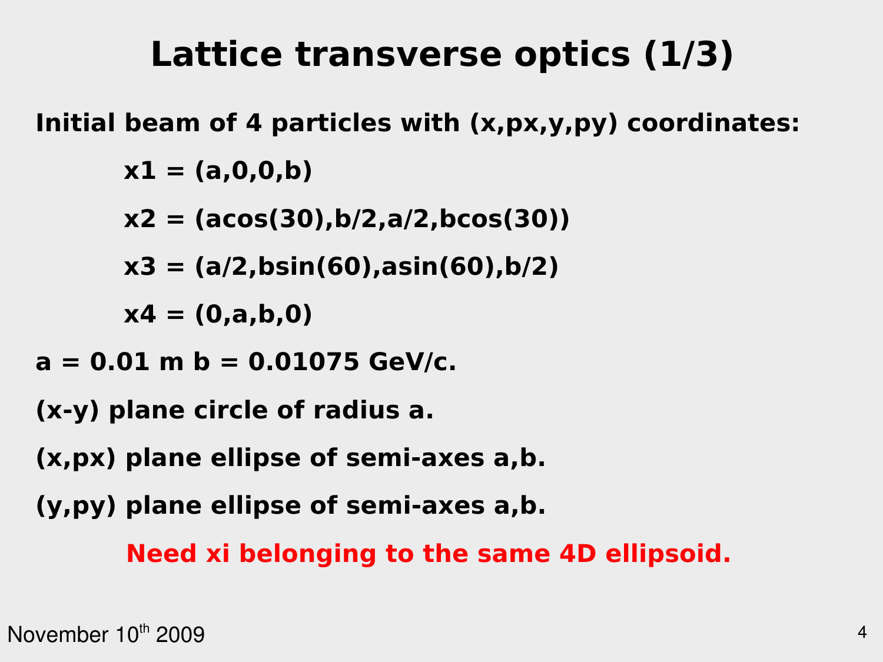# Lattice transverse optics (1/3)

**Initial beam of 4 particles with (x,px,y,py) coordinates:**

**x1 = (a,0,0,b)**

**x2 = (acos(30),b/2,a/2,bcos(30))**

**x3 = (a/2,bsin(60),asin(60),b/2)**

**x4 = (0,a,b,0)**

**a = 0.01 m b = 0.01075 GeV/c.**

**(x-y) plane circle of radius a.**

**(x,px) plane ellipse of semi-axes a,b.**

**(y,py) plane ellipse of semi-axes a,b.**

**Need xi belonging to the same 4D ellipsoid.**

November 10th 2009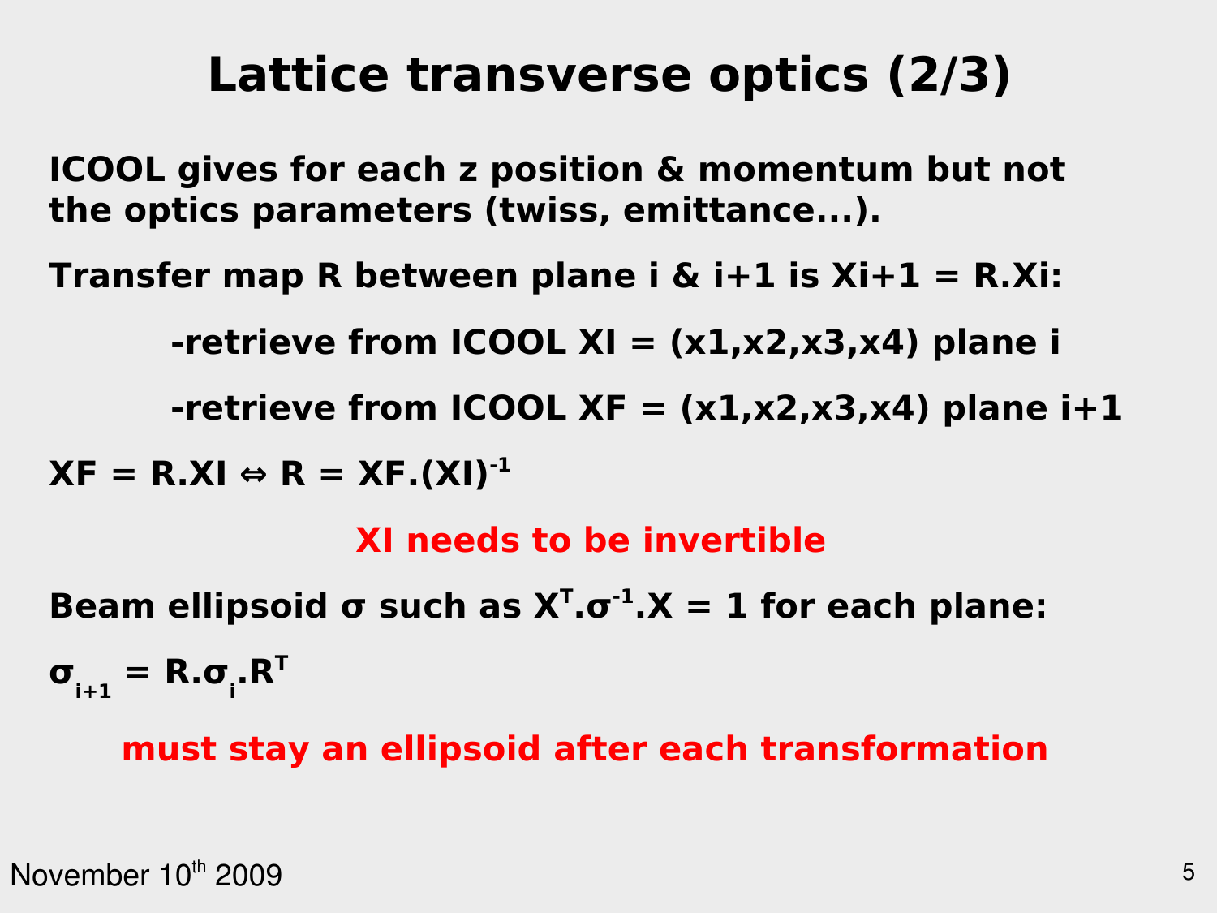# Lattice transverse optics (2/3)

**ICOOL gives for each z position & momentum but not the optics parameters (twiss, emittance...).**

**Transfer map R between plane i & i+1 is $X_{i+1} = R.X_i$:**

- **retrieve from ICOOL XI = (x1,x2,x3,x4) plane i**
- **retrieve from ICOOL XF = (x1,x2,x3,x4) plane i+1**

**$XF = R.XI \Leftrightarrow R = XF.(XI)^{-1}$**

**XI needs to be invertible**

**Beam ellipsoid σ such as $X^T.\sigma^{-1}.X = 1$ for each plane:**

**$\sigma_{i+1} = R.\sigma_i.R^T$**

**must stay an ellipsoid after each transformation**

November 10th 2009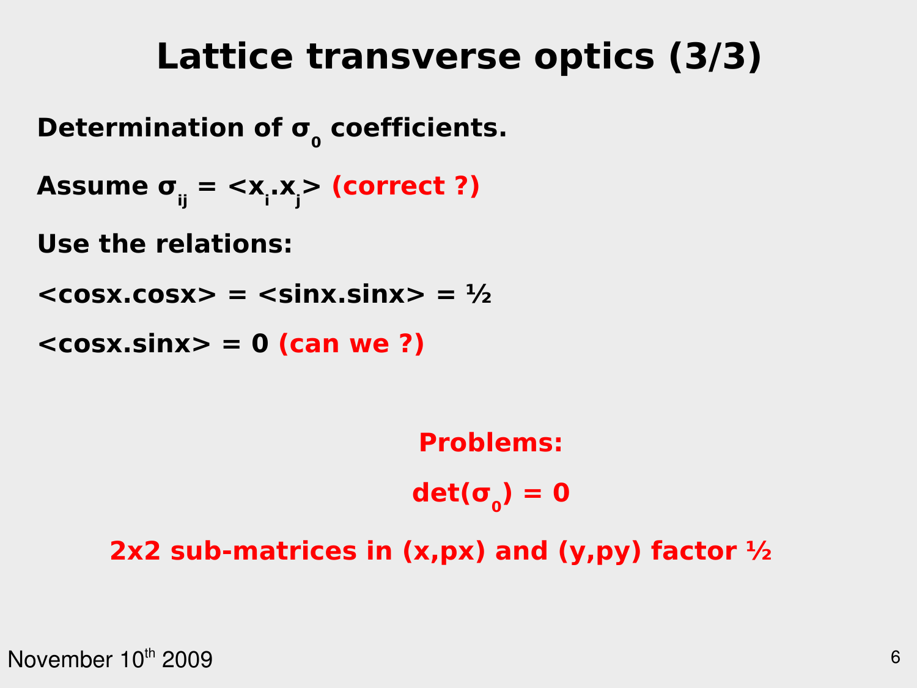# Lattice transverse optics (3/3)

**Determination of $\sigma_0$ coefficients.**

**Assume $\sigma_{ij} = \langle x_i . x_j \rangle$ (correct ?)**

**Use the relations:**

**$\langle \cos x . \cos x \rangle = \langle \sin x . \sin x \rangle = ½$**

**$\langle \cos x . \sin x \rangle = 0$ (can we ?)**

**Problems:**

**$\det(\sigma_0) = 0$**

**2x2 sub-matrices in (x,px) and (y,py) factor ½**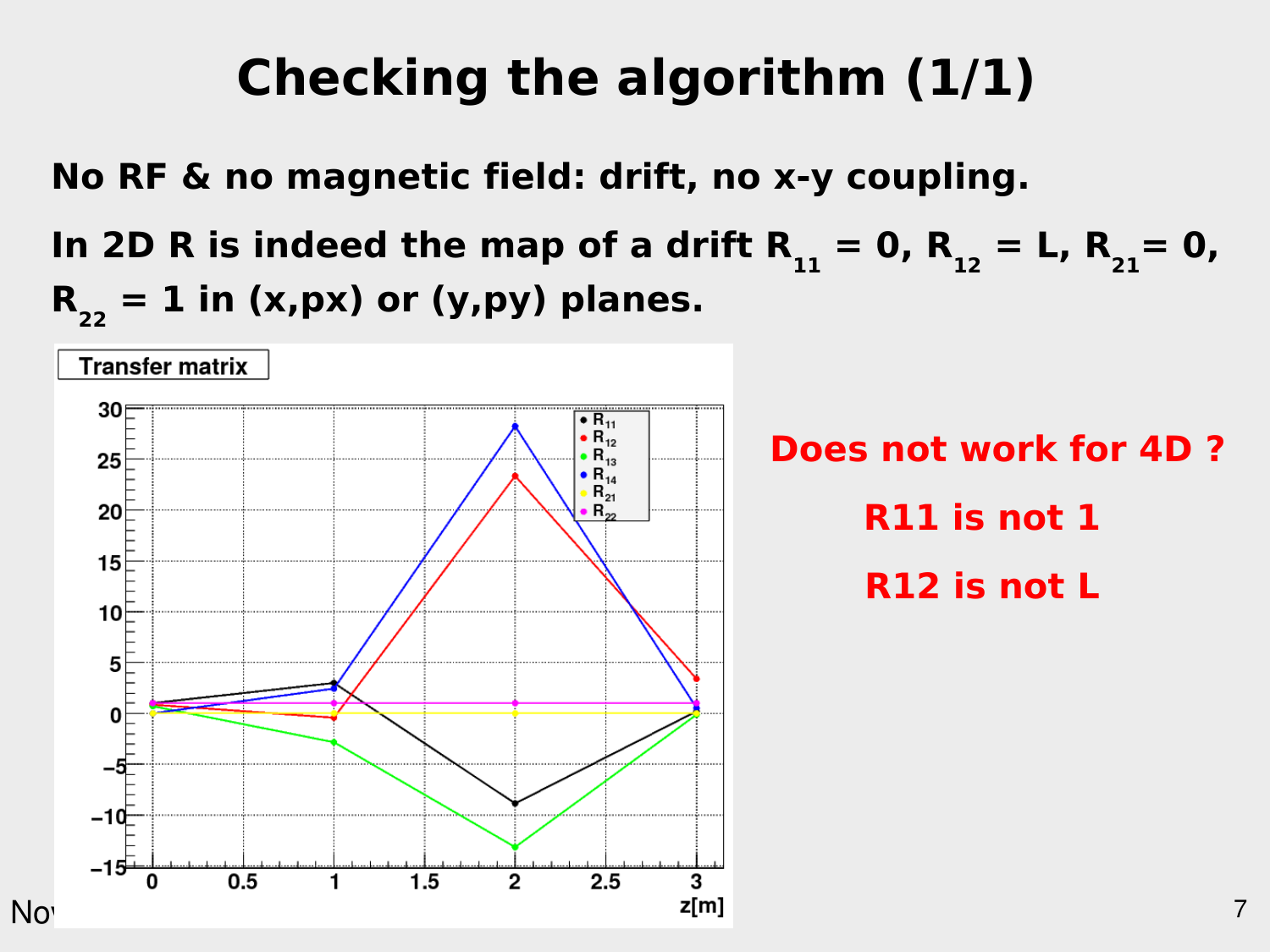# Checking the algorithm (1/1)

**No RF & no magnetic field: drift, no x-y coupling.**

**In 2D R is indeed the map of a drift $R_{11}$ = 0, $R_{12}$ = L, $R_{21}$= 0, $R_{22}$ = 1 in (x,px) or (y,py) planes.**

**Does not work for 4D ?**

**R11 is not 1**

**R12 is not L**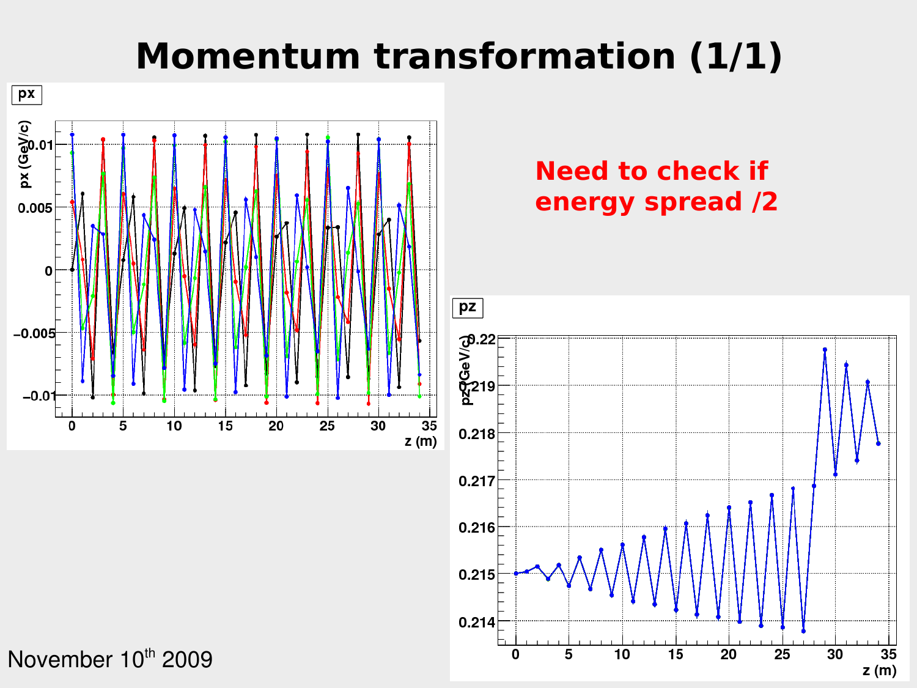# Momentum transformation (1/1)

**Need to check if energy spread /2**

November 10[th] 2009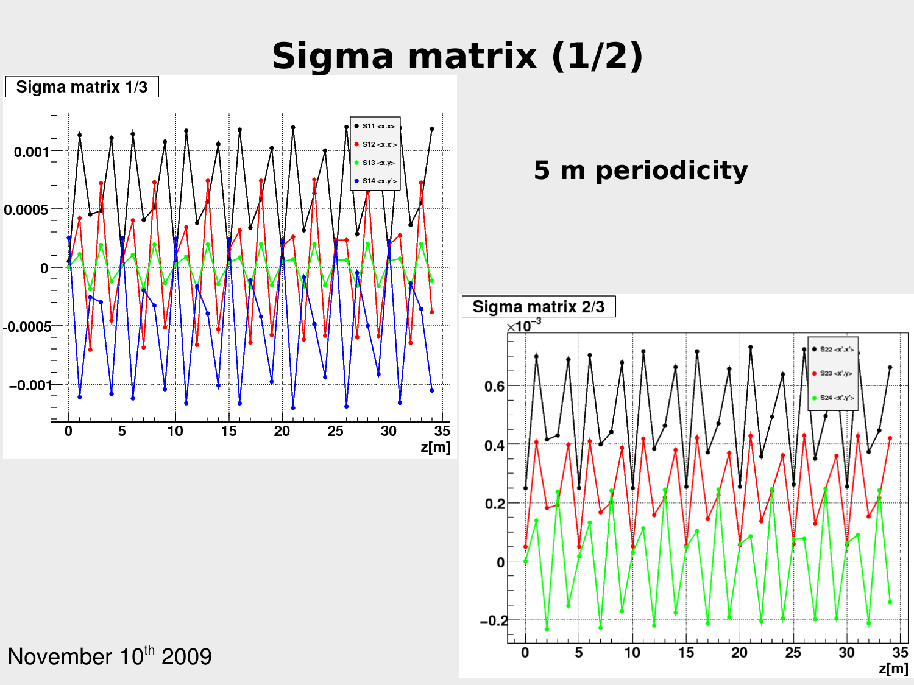# Sigma matrix (1/2)

**Sigma matrix 1/3**

**5 m periodicity**

**Sigma matrix 2/3**

November 10th 2009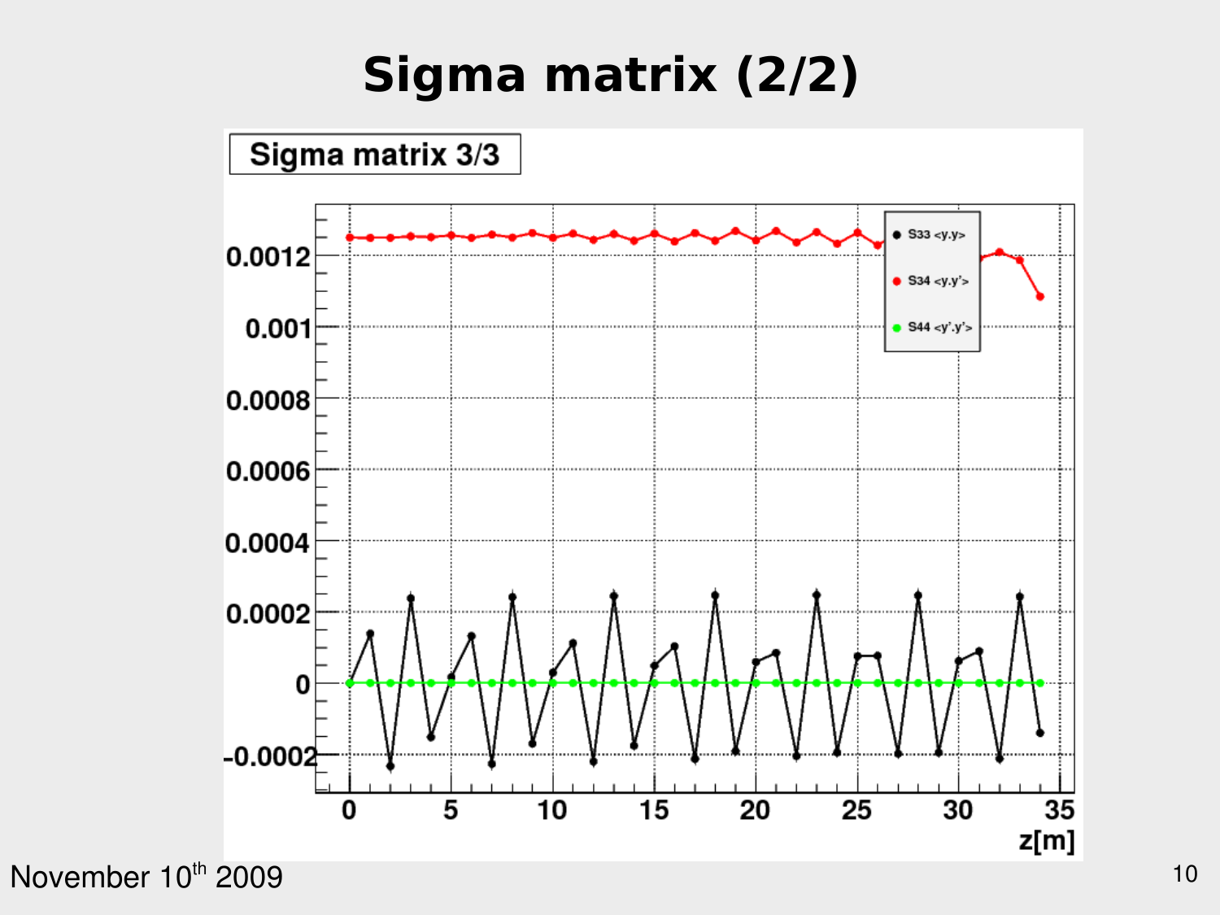# Sigma matrix (2/2)

Sigma matrix 3/3

- S33 <y.y>
- S34 <y.y'>
- S44 <y'.y'>

z[m]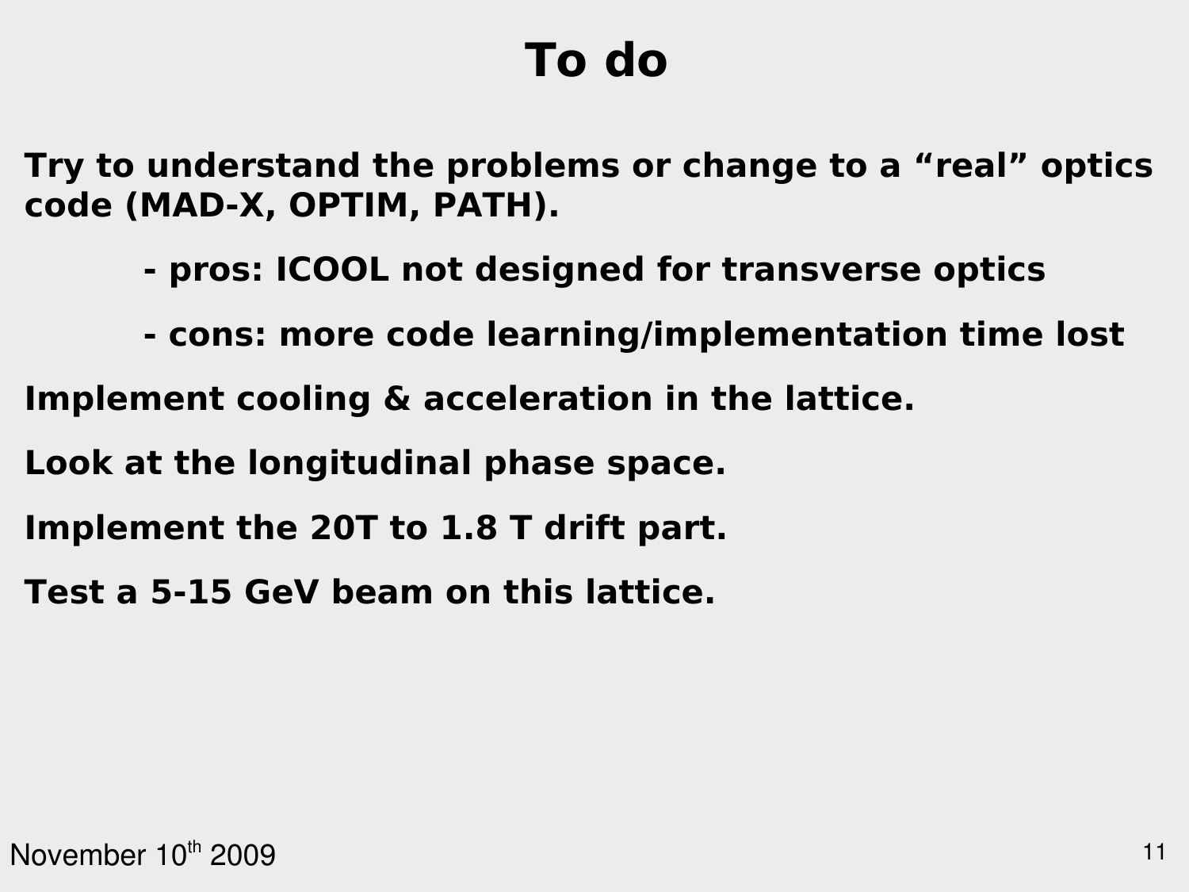# To do

**Try to understand the problems or change to a “real” optics code (MAD-X, OPTIM, PATH).**

**- pros: ICOOL not designed for transverse optics**

**- cons: more code learning/implementation time lost**

**Implement cooling & acceleration in the lattice.**

**Look at the longitudinal phase space.**

**Implement the 20T to 1.8 T drift part.**

**Test a 5-15 GeV beam on this lattice.**